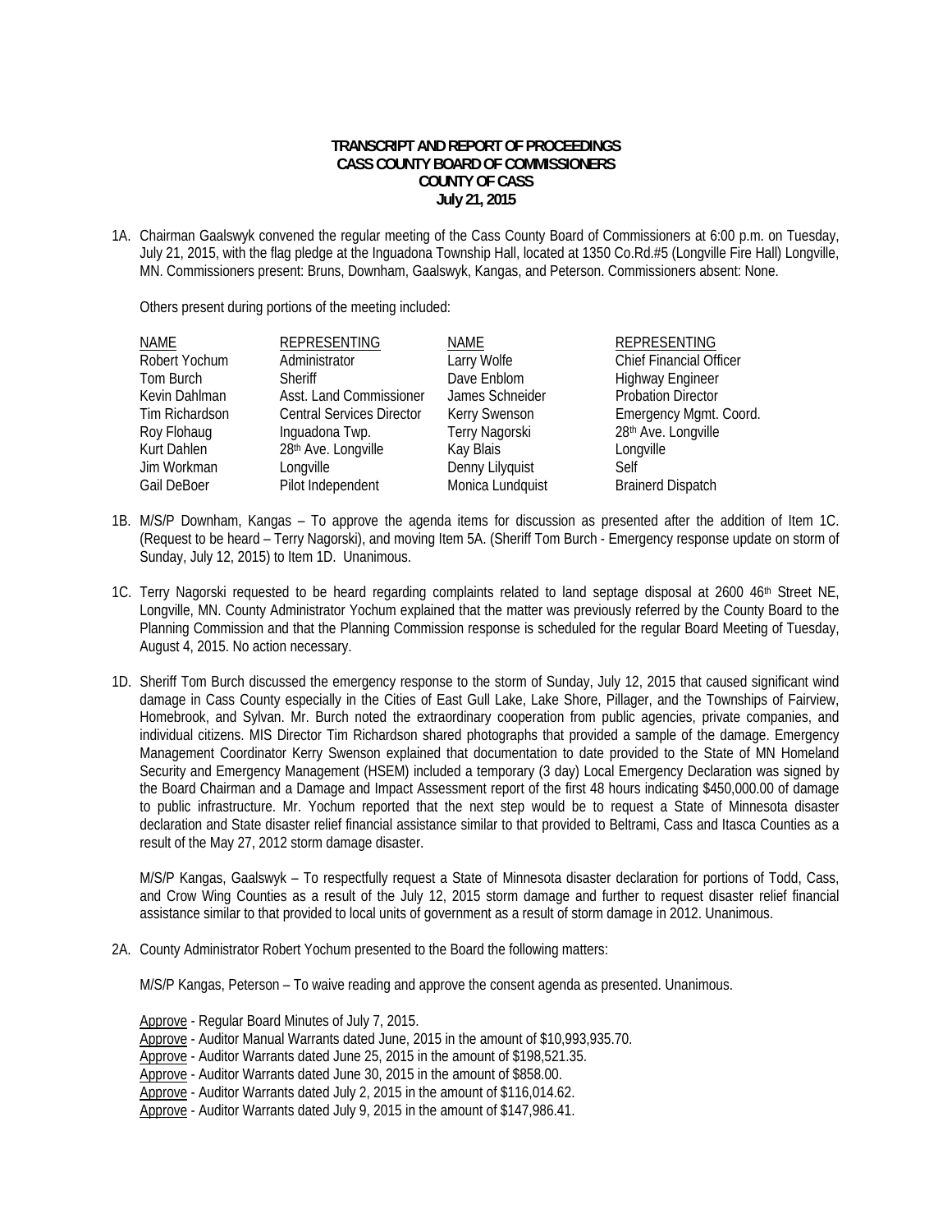**TRANSCRIPT AND REPORT OF PROCEEDINGS**
**CASS COUNTY BOARD OF COMMISSIONERS**
**COUNTY OF CASS**
**July 21, 2015**

1A. Chairman Gaalswyk convened the regular meeting of the Cass County Board of Commissioners at 6:00 p.m. on Tuesday, July 21, 2015, with the flag pledge at the Inguadona Township Hall, located at 1350 Co.Rd.#5 (Longville Fire Hall) Longville, MN. Commissioners present: Bruns, Downham, Gaalswyk, Kangas, and Peterson. Commissioners absent: None.

Others present during portions of the meeting included:

| NAME | REPRESENTING | NAME | REPRESENTING |
|---|---|---|---|
| Robert Yochum | Administrator | Larry Wolfe | Chief Financial Officer |
| Tom Burch | Sheriff | Dave Enblom | Highway Engineer |
| Kevin Dahlman | Asst. Land Commissioner | James Schneider | Probation Director |
| Tim Richardson | Central Services Director | Kerry Swenson | Emergency Mgmt. Coord. |
| Roy Flohaug | Inguadona Twp. | Terry Nagorski | 28th Ave. Longville |
| Kurt Dahlen | 28th Ave. Longville | Kay Blais | Longville |
| Jim Workman | Longville | Denny Lilyquist | Self |
| Gail DeBoer | Pilot Independent | Monica Lundquist | Brainerd Dispatch |

1B. M/S/P Downham, Kangas – To approve the agenda items for discussion as presented after the addition of Item 1C. (Request to be heard – Terry Nagorski), and moving Item 5A. (Sheriff Tom Burch - Emergency response update on storm of Sunday, July 12, 2015) to Item 1D. Unanimous.

1C. Terry Nagorski requested to be heard regarding complaints related to land septage disposal at 2600 46th Street NE, Longville, MN. County Administrator Yochum explained that the matter was previously referred by the County Board to the Planning Commission and that the Planning Commission response is scheduled for the regular Board Meeting of Tuesday, August 4, 2015. No action necessary.

1D. Sheriff Tom Burch discussed the emergency response to the storm of Sunday, July 12, 2015 that caused significant wind damage in Cass County especially in the Cities of East Gull Lake, Lake Shore, Pillager, and the Townships of Fairview, Homebrook, and Sylvan. Mr. Burch noted the extraordinary cooperation from public agencies, private companies, and individual citizens. MIS Director Tim Richardson shared photographs that provided a sample of the damage. Emergency Management Coordinator Kerry Swenson explained that documentation to date provided to the State of MN Homeland Security and Emergency Management (HSEM) included a temporary (3 day) Local Emergency Declaration was signed by the Board Chairman and a Damage and Impact Assessment report of the first 48 hours indicating $450,000.00 of damage to public infrastructure. Mr. Yochum reported that the next step would be to request a State of Minnesota disaster declaration and State disaster relief financial assistance similar to that provided to Beltrami, Cass and Itasca Counties as a result of the May 27, 2012 storm damage disaster.

M/S/P Kangas, Gaalswyk – To respectfully request a State of Minnesota disaster declaration for portions of Todd, Cass, and Crow Wing Counties as a result of the July 12, 2015 storm damage and further to request disaster relief financial assistance similar to that provided to local units of government as a result of storm damage in 2012. Unanimous.

2A. County Administrator Robert Yochum presented to the Board the following matters:

M/S/P Kangas, Peterson – To waive reading and approve the consent agenda as presented. Unanimous.

Approve - Regular Board Minutes of July 7, 2015.
Approve - Auditor Manual Warrants dated June, 2015 in the amount of $10,993,935.70.
Approve - Auditor Warrants dated June 25, 2015 in the amount of $198,521.35.
Approve - Auditor Warrants dated June 30, 2015 in the amount of $858.00.
Approve - Auditor Warrants dated July 2, 2015 in the amount of $116,014.62.
Approve - Auditor Warrants dated July 9, 2015 in the amount of $147,986.41.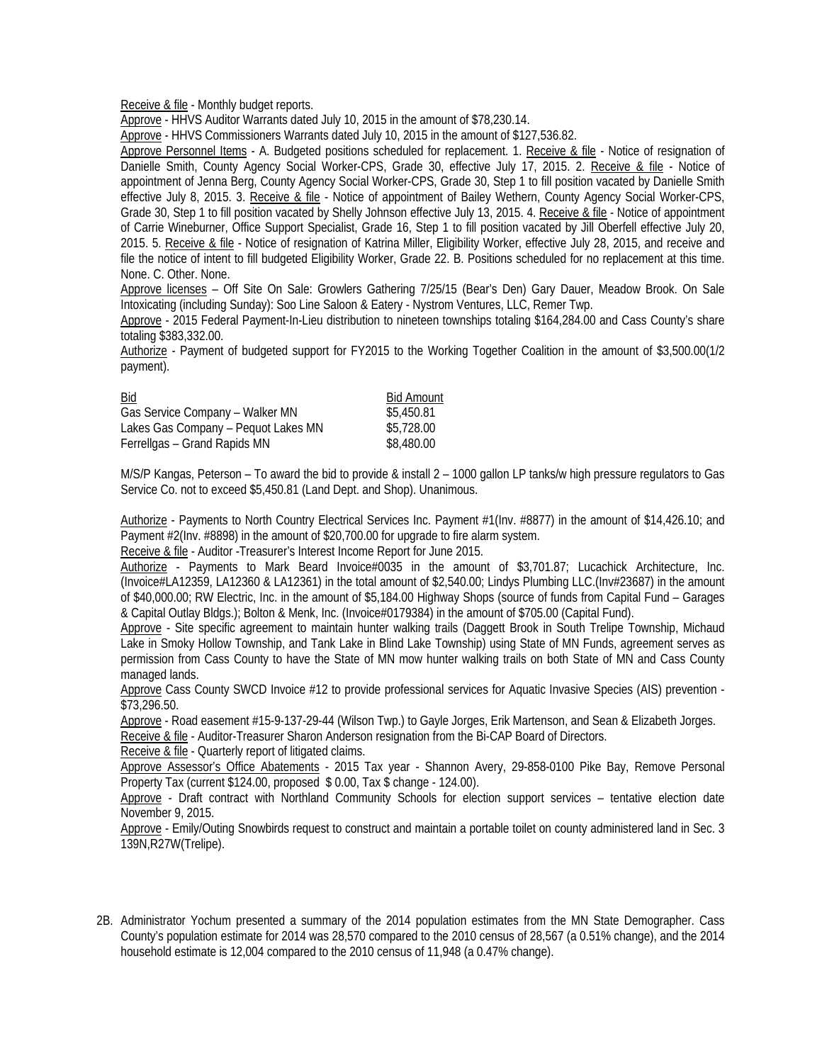Receive & file - Monthly budget reports.

Approve - HHVS Auditor Warrants dated July 10, 2015 in the amount of $78,230.14.

Approve - HHVS Commissioners Warrants dated July 10, 2015 in the amount of $127,536.82.

Approve Personnel Items - A. Budgeted positions scheduled for replacement. 1. Receive & file - Notice of resignation of Danielle Smith, County Agency Social Worker-CPS, Grade 30, effective July 17, 2015. 2. Receive & file - Notice of appointment of Jenna Berg, County Agency Social Worker-CPS, Grade 30, Step 1 to fill position vacated by Danielle Smith effective July 8, 2015. 3. Receive & file - Notice of appointment of Bailey Wethern, County Agency Social Worker-CPS, Grade 30, Step 1 to fill position vacated by Shelly Johnson effective July 13, 2015. 4. Receive & file - Notice of appointment of Carrie Wineburner, Office Support Specialist, Grade 16, Step 1 to fill position vacated by Jill Oberfell effective July 20, 2015. 5. Receive & file - Notice of resignation of Katrina Miller, Eligibility Worker, effective July 28, 2015, and receive and file the notice of intent to fill budgeted Eligibility Worker, Grade 22. B. Positions scheduled for no replacement at this time. None. C. Other. None.

Approve licenses – Off Site On Sale: Growlers Gathering 7/25/15 (Bear's Den) Gary Dauer, Meadow Brook. On Sale Intoxicating (including Sunday): Soo Line Saloon & Eatery - Nystrom Ventures, LLC, Remer Twp.

Approve - 2015 Federal Payment-In-Lieu distribution to nineteen townships totaling $164,284.00 and Cass County's share totaling $383,332.00.

Authorize - Payment of budgeted support for FY2015 to the Working Together Coalition in the amount of $3,500.00(1/2 payment).

| Bid | Bid Amount |
|---|---|
| Gas Service Company – Walker MN | $5,450.81 |
| Lakes Gas Company – Pequot Lakes MN | $5,728.00 |
| Ferrellgas – Grand Rapids MN | $8,480.00 |

M/S/P Kangas, Peterson – To award the bid to provide & install 2 – 1000 gallon LP tanks/w high pressure regulators to Gas Service Co. not to exceed $5,450.81 (Land Dept. and Shop). Unanimous.

Authorize - Payments to North Country Electrical Services Inc. Payment #1(Inv. #8877) in the amount of $14,426.10; and Payment #2(Inv. #8898) in the amount of $20,700.00 for upgrade to fire alarm system.

Receive & file - Auditor -Treasurer's Interest Income Report for June 2015.

Authorize - Payments to Mark Beard Invoice#0035 in the amount of $3,701.87; Lucachick Architecture, Inc. (Invoice#LA12359, LA12360 & LA12361) in the total amount of $2,540.00; Lindys Plumbing LLC.(Inv#23687) in the amount of $40,000.00; RW Electric, Inc. in the amount of $5,184.00 Highway Shops (source of funds from Capital Fund – Garages & Capital Outlay Bldgs.); Bolton & Menk, Inc. (Invoice#0179384) in the amount of $705.00 (Capital Fund).

Approve - Site specific agreement to maintain hunter walking trails (Daggett Brook in South Trelipe Township, Michaud Lake in Smoky Hollow Township, and Tank Lake in Blind Lake Township) using State of MN Funds, agreement serves as permission from Cass County to have the State of MN mow hunter walking trails on both State of MN and Cass County managed lands.

Approve Cass County SWCD Invoice #12 to provide professional services for Aquatic Invasive Species (AIS) prevention - $73,296.50.

Approve - Road easement #15-9-137-29-44 (Wilson Twp.) to Gayle Jorges, Erik Martenson, and Sean & Elizabeth Jorges.

Receive & file - Auditor-Treasurer Sharon Anderson resignation from the Bi-CAP Board of Directors.

Receive & file - Quarterly report of litigated claims.

Approve Assessor's Office Abatements - 2015 Tax year - Shannon Avery, 29-858-0100 Pike Bay, Remove Personal Property Tax (current $124.00, proposed $ 0.00, Tax $ change - 124.00).

Approve - Draft contract with Northland Community Schools for election support services – tentative election date November 9, 2015.

Approve - Emily/Outing Snowbirds request to construct and maintain a portable toilet on county administered land in Sec. 3 139N,R27W(Trelipe).

2B. Administrator Yochum presented a summary of the 2014 population estimates from the MN State Demographer. Cass County's population estimate for 2014 was 28,570 compared to the 2010 census of 28,567 (a 0.51% change), and the 2014 household estimate is 12,004 compared to the 2010 census of 11,948 (a 0.47% change).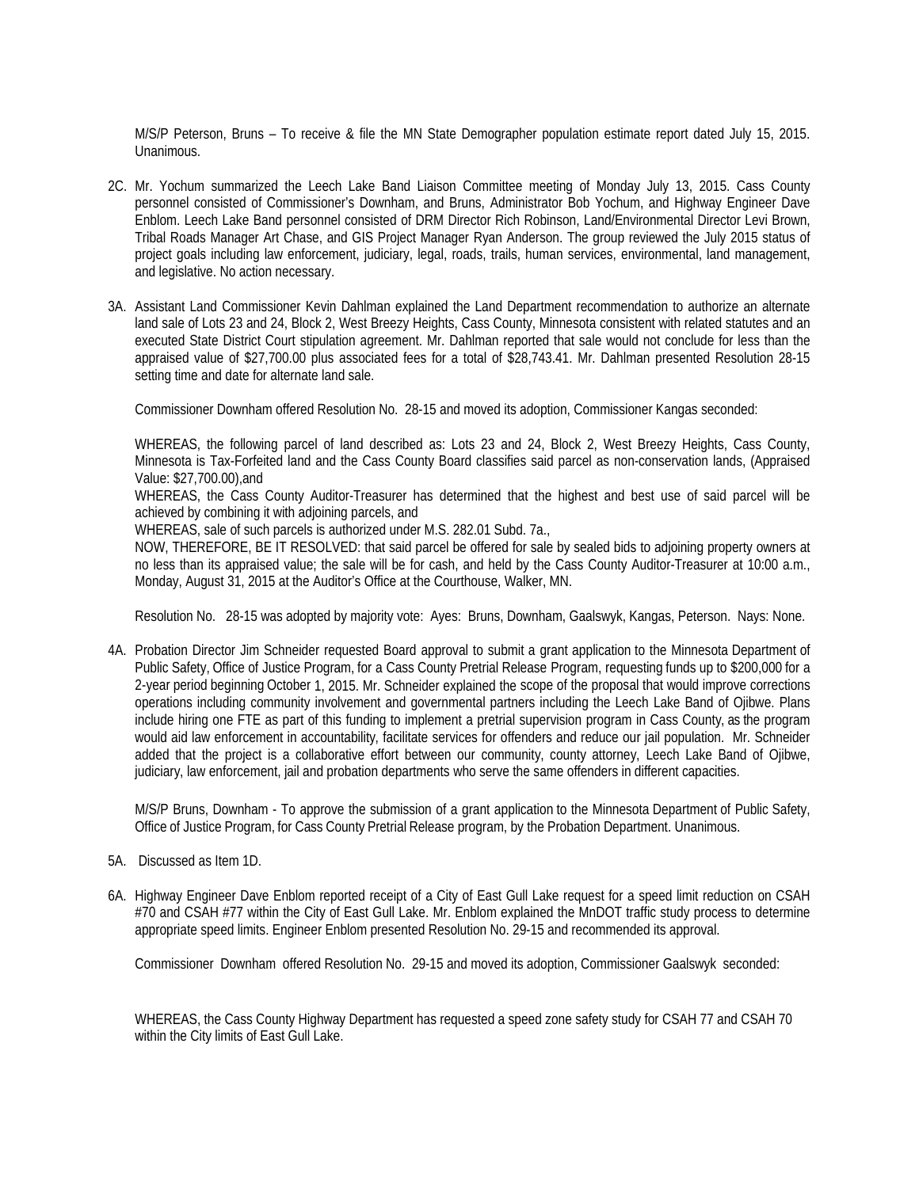M/S/P Peterson, Bruns – To receive & file the MN State Demographer population estimate report dated July 15, 2015. Unanimous.

2C. Mr. Yochum summarized the Leech Lake Band Liaison Committee meeting of Monday July 13, 2015. Cass County personnel consisted of Commissioner's Downham, and Bruns, Administrator Bob Yochum, and Highway Engineer Dave Enblom. Leech Lake Band personnel consisted of DRM Director Rich Robinson, Land/Environmental Director Levi Brown, Tribal Roads Manager Art Chase, and GIS Project Manager Ryan Anderson. The group reviewed the July 2015 status of project goals including law enforcement, judiciary, legal, roads, trails, human services, environmental, land management, and legislative. No action necessary.

3A. Assistant Land Commissioner Kevin Dahlman explained the Land Department recommendation to authorize an alternate land sale of Lots 23 and 24, Block 2, West Breezy Heights, Cass County, Minnesota consistent with related statutes and an executed State District Court stipulation agreement. Mr. Dahlman reported that sale would not conclude for less than the appraised value of $27,700.00 plus associated fees for a total of $28,743.41. Mr. Dahlman presented Resolution 28-15 setting time and date for alternate land sale.

Commissioner Downham offered Resolution No. 28-15 and moved its adoption, Commissioner Kangas seconded:

WHEREAS, the following parcel of land described as: Lots 23 and 24, Block 2, West Breezy Heights, Cass County, Minnesota is Tax-Forfeited land and the Cass County Board classifies said parcel as non-conservation lands, (Appraised Value: $27,700.00),and

WHEREAS, the Cass County Auditor-Treasurer has determined that the highest and best use of said parcel will be achieved by combining it with adjoining parcels, and

WHEREAS, sale of such parcels is authorized under M.S. 282.01 Subd. 7a.,

NOW, THEREFORE, BE IT RESOLVED: that said parcel be offered for sale by sealed bids to adjoining property owners at no less than its appraised value; the sale will be for cash, and held by the Cass County Auditor-Treasurer at 10:00 a.m., Monday, August 31, 2015 at the Auditor's Office at the Courthouse, Walker, MN.

Resolution No. 28-15 was adopted by majority vote: Ayes: Bruns, Downham, Gaalswyk, Kangas, Peterson. Nays: None.

4A. Probation Director Jim Schneider requested Board approval to submit a grant application to the Minnesota Department of Public Safety, Office of Justice Program, for a Cass County Pretrial Release Program, requesting funds up to $200,000 for a 2-year period beginning October 1, 2015. Mr. Schneider explained the scope of the proposal that would improve corrections operations including community involvement and governmental partners including the Leech Lake Band of Ojibwe. Plans include hiring one FTE as part of this funding to implement a pretrial supervision program in Cass County, as the program would aid law enforcement in accountability, facilitate services for offenders and reduce our jail population. Mr. Schneider added that the project is a collaborative effort between our community, county attorney, Leech Lake Band of Ojibwe, judiciary, law enforcement, jail and probation departments who serve the same offenders in different capacities.

M/S/P Bruns, Downham - To approve the submission of a grant application to the Minnesota Department of Public Safety, Office of Justice Program, for Cass County Pretrial Release program, by the Probation Department. Unanimous.

5A. Discussed as Item 1D.

6A. Highway Engineer Dave Enblom reported receipt of a City of East Gull Lake request for a speed limit reduction on CSAH #70 and CSAH #77 within the City of East Gull Lake. Mr. Enblom explained the MnDOT traffic study process to determine appropriate speed limits. Engineer Enblom presented Resolution No. 29-15 and recommended its approval.

Commissioner Downham offered Resolution No. 29-15 and moved its adoption, Commissioner Gaalswyk seconded:

WHEREAS, the Cass County Highway Department has requested a speed zone safety study for CSAH 77 and CSAH 70 within the City limits of East Gull Lake.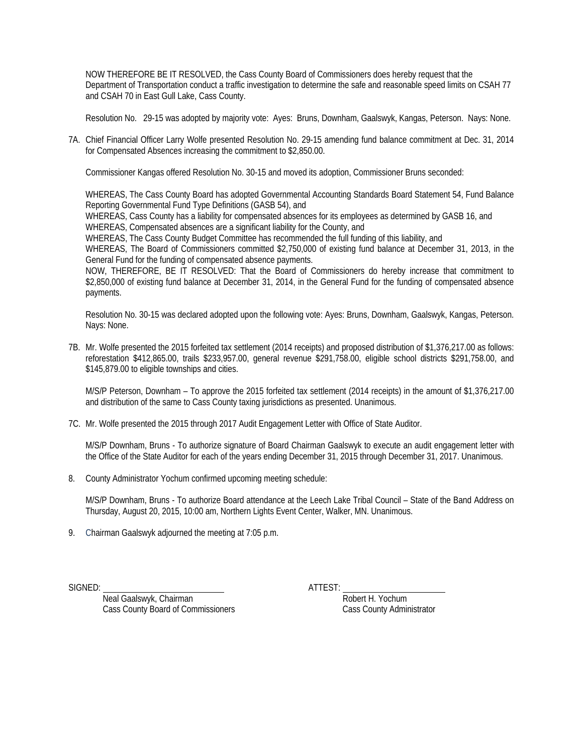NOW THEREFORE BE IT RESOLVED, the Cass County Board of Commissioners does hereby request that the Department of Transportation conduct a traffic investigation to determine the safe and reasonable speed limits on CSAH 77 and CSAH 70 in East Gull Lake, Cass County.

Resolution No. 29-15 was adopted by majority vote: Ayes: Bruns, Downham, Gaalswyk, Kangas, Peterson. Nays: None.

7A. Chief Financial Officer Larry Wolfe presented Resolution No. 29-15 amending fund balance commitment at Dec. 31, 2014 for Compensated Absences increasing the commitment to $2,850.00.

Commissioner Kangas offered Resolution No. 30-15 and moved its adoption, Commissioner Bruns seconded:

WHEREAS, The Cass County Board has adopted Governmental Accounting Standards Board Statement 54, Fund Balance Reporting Governmental Fund Type Definitions (GASB 54), and
WHEREAS, Cass County has a liability for compensated absences for its employees as determined by GASB 16, and
WHEREAS, Compensated absences are a significant liability for the County, and
WHEREAS, The Cass County Budget Committee has recommended the full funding of this liability, and
WHEREAS, The Board of Commissioners committed $2,750,000 of existing fund balance at December 31, 2013, in the General Fund for the funding of compensated absence payments.
NOW, THEREFORE, BE IT RESOLVED: That the Board of Commissioners do hereby increase that commitment to $2,850,000 of existing fund balance at December 31, 2014, in the General Fund for the funding of compensated absence payments.

Resolution No. 30-15 was declared adopted upon the following vote: Ayes: Bruns, Downham, Gaalswyk, Kangas, Peterson. Nays: None.

7B. Mr. Wolfe presented the 2015 forfeited tax settlement (2014 receipts) and proposed distribution of $1,376,217.00 as follows: reforestation $412,865.00, trails $233,957.00, general revenue $291,758.00, eligible school districts $291,758.00, and $145,879.00 to eligible townships and cities.

M/S/P Peterson, Downham – To approve the 2015 forfeited tax settlement (2014 receipts) in the amount of $1,376,217.00 and distribution of the same to Cass County taxing jurisdictions as presented. Unanimous.

7C. Mr. Wolfe presented the 2015 through 2017 Audit Engagement Letter with Office of State Auditor.

M/S/P Downham, Bruns - To authorize signature of Board Chairman Gaalswyk to execute an audit engagement letter with the Office of the State Auditor for each of the years ending December 31, 2015 through December 31, 2017. Unanimous.

8. County Administrator Yochum confirmed upcoming meeting schedule:

M/S/P Downham, Bruns - To authorize Board attendance at the Leech Lake Tribal Council – State of the Band Address on Thursday, August 20, 2015, 10:00 am, Northern Lights Event Center, Walker, MN. Unanimous.

9. Chairman Gaalswyk adjourned the meeting at 7:05 p.m.

SIGNED: ____________________________
Neal Gaalswyk, Chairman
Cass County Board of Commissioners

ATTEST: ____________________________
Robert H. Yochum
Cass County Administrator